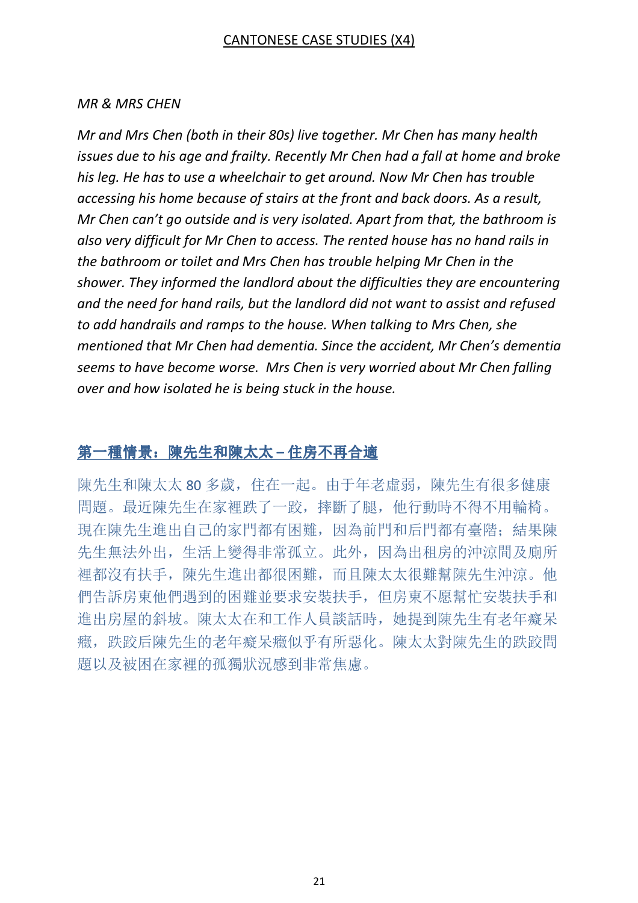# CANTONESE CASE STUDIES (X4)

*MR & MRS CHEN*

*Mr and Mrs Chen (both in their 80s) live together. Mr Chen has many health issues due to his age and frailty. Recently Mr Chen had a fall at home and broke his leg. He has to use a wheelchair to get around. Now Mr Chen has trouble accessing his home because of stairs at the front and back doors. As a result, Mr Chen can't go outside and is very isolated. Apart from that, the bathroom is also very difficult for Mr Chen to access. The rented house has no hand rails in the bathroom or toilet and Mrs Chen has trouble helping Mr Chen in the shower. They informed the landlord about the difficulties they are encountering and the need for hand rails, but the landlord did not want to assist and refused to add handrails and ramps to the house. When talking to Mrs Chen, she mentioned that Mr Chen had dementia. Since the accident, Mr Chen's dementia seems to have become worse. Mrs Chen is very worried about Mr Chen falling over and how isolated he is being stuck in the house.*

## 第一種情景：陳先生和陳太太 – 住房不再合適

陳先生和陳太太 80 多歲，住在一起。由于年老虛弱，陳先生有很多健康問題。最近陳先生在家裡跌了一跤，摔斷了腿，他行動時不得不用輪椅。現在陳先生進出自己的家門都有困難，因為前門和后門都有臺階；結果陳先生無法外出，生活上變得非常孤立。此外，因為出租房的沖涼間及廁所裡都沒有扶手，陳先生進出都很困難，而且陳太太很難幫陳先生沖涼。他們告訴房東他們遇到的困難並要求安裝扶手，但房東不愿幫忙安裝扶手和進出房屋的斜坡。陳太太在和工作人員談話時，她提到陳先生有老年癡呆癥，跌跤后陳先生的老年癡呆癥似乎有所惡化。陳太太對陳先生的跌跤問題以及被困在家裡的孤獨狀況感到非常焦慮。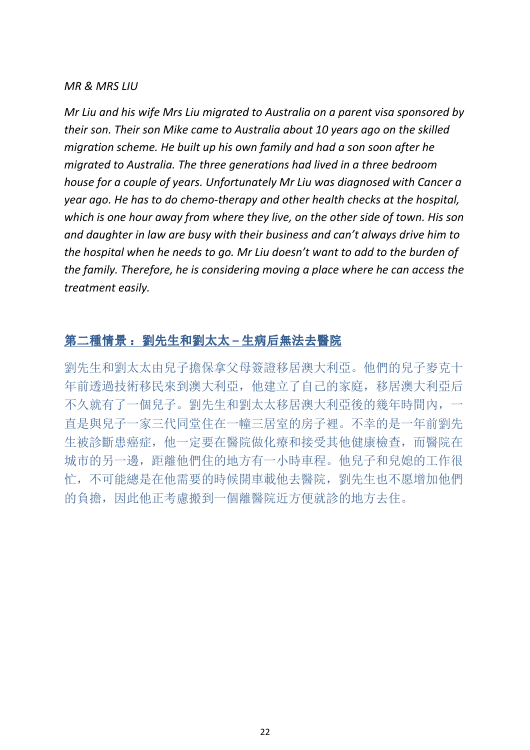*MR & MRS LIU*

*Mr Liu and his wife Mrs Liu migrated to Australia on a parent visa sponsored by their son. Their son Mike came to Australia about 10 years ago on the skilled migration scheme. He built up his own family and had a son soon after he migrated to Australia. The three generations had lived in a three bedroom house for a couple of years. Unfortunately Mr Liu was diagnosed with Cancer a year ago. He has to do chemo-therapy and other health checks at the hospital, which is one hour away from where they live, on the other side of town. His son and daughter in law are busy with their business and can't always drive him to the hospital when he needs to go. Mr Liu doesn't want to add to the burden of the family. Therefore, he is considering moving a place where he can access the treatment easily.*

## 第二種情景：劉先生和劉太太 – 生病后無法去醫院

劉先生和劉太太由兒子擔保拿父母簽證移居澳大利亞。他們的兒子麥克十年前透過技術移民來到澳大利亞，他建立了自己的家庭，移居澳大利亞后不久就有了一個兒子。劉先生和劉太太移居澳大利亞後的幾年時間內，一直是與兒子一家三代同堂住在一幢三居室的房子裡。不幸的是一年前劉先生被診斷患癌症，他一定要在醫院做化療和接受其他健康檢查，而醫院在城市的另一邊，距離他們住的地方有一小時車程。他兒子和兒媳的工作很忙，不可能總是在他需要的時候開車載他去醫院，劉先生也不願增加他們的負擔，因此他正考慮搬到一個離醫院近方便就診的地方去住。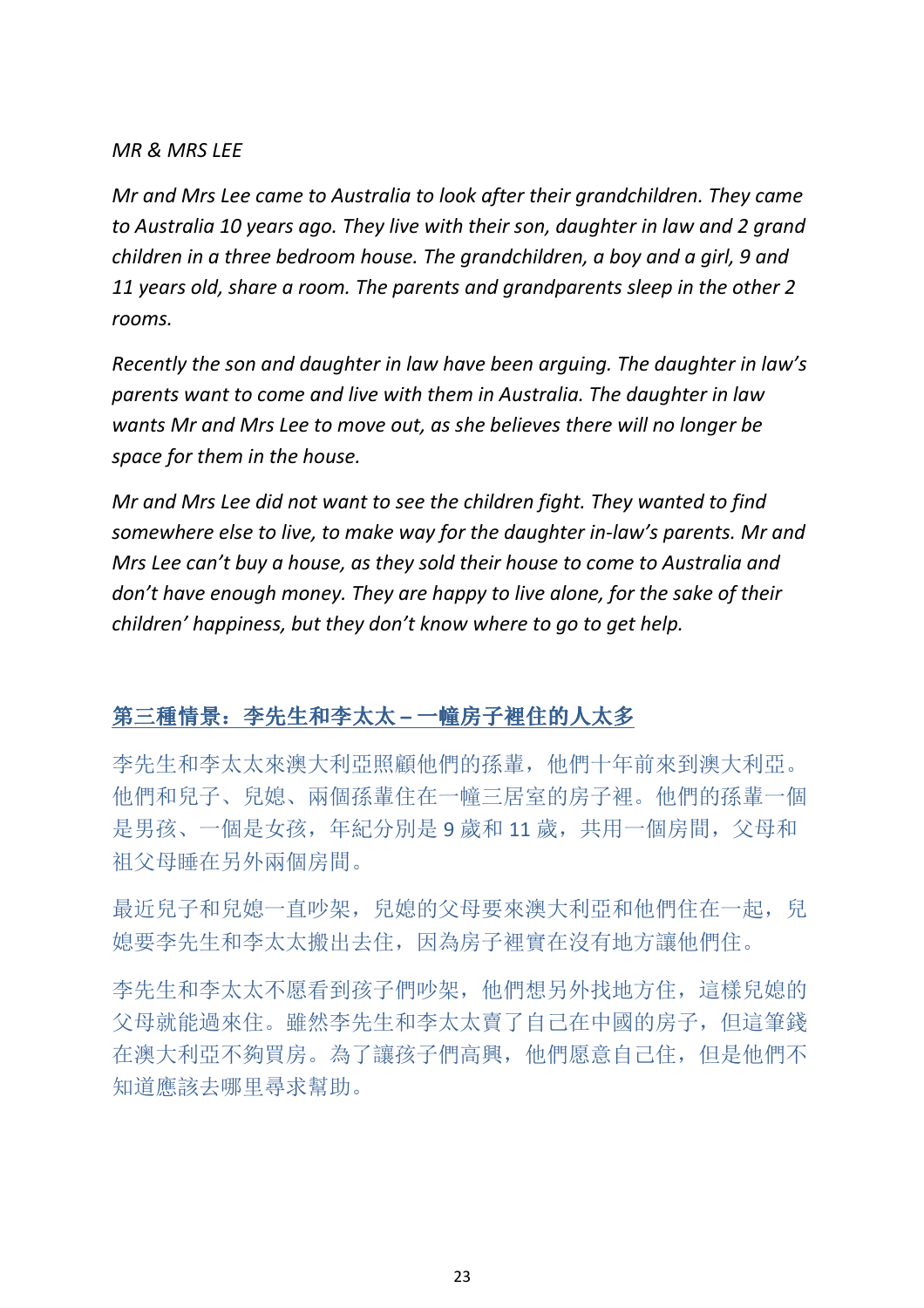*MR & MRS LEE*

*Mr and Mrs Lee came to Australia to look after their grandchildren. They came to Australia 10 years ago. They live with their son, daughter in law and 2 grand children in a three bedroom house. The grandchildren, a boy and a girl, 9 and 11 years old, share a room. The parents and grandparents sleep in the other 2 rooms.*

*Recently the son and daughter in law have been arguing. The daughter in law's parents want to come and live with them in Australia. The daughter in law wants Mr and Mrs Lee to move out, as she believes there will no longer be space for them in the house.*

*Mr and Mrs Lee did not want to see the children fight. They wanted to find somewhere else to live, to make way for the daughter in-law's parents. Mr and Mrs Lee can't buy a house, as they sold their house to come to Australia and don't have enough money. They are happy to live alone, for the sake of their children' happiness, but they don't know where to go to get help.*

## 第三種情景：李先生和李太太 – 一幢房子裡住的人太多

李先生和李太太來澳大利亞照顧他們的孫輩，他們十年前來到澳大利亞。他們和兒子、兒媳、兩個孫輩住在一幢三居室的房子裡。他們的孫輩一個是男孩、一個是女孩，年紀分別是 9 歲和 11 歲，共用一個房間，父母和祖父母睡在另外兩個房間。

最近兒子和兒媳一直吵架，兒媳的父母要來澳大利亞和他們住在一起，兒媳要李先生和李太太搬出去住，因為房子裡實在沒有地方讓他們住。

李先生和李太太不願看到孩子們吵架，他們想另外找地方住，這樣兒媳的父母就能過來住。雖然李先生和李太太賣了自己在中國的房子，但這筆錢在澳大利亞不夠買房。為了讓孩子們高興，他們願意自己住，但是他們不知道應該去哪里尋求幫助。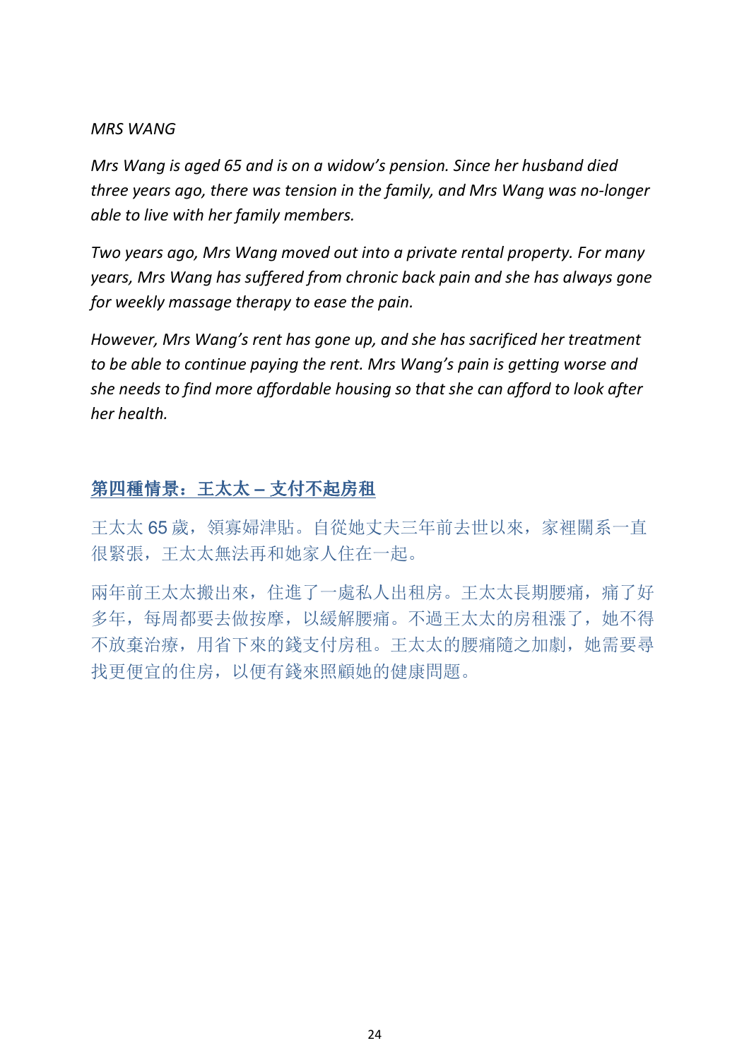*MRS WANG*

*Mrs Wang is aged 65 and is on a widow's pension. Since her husband died three years ago, there was tension in the family, and Mrs Wang was no-longer able to live with her family members.*

*Two years ago, Mrs Wang moved out into a private rental property. For many years, Mrs Wang has suffered from chronic back pain and she has always gone for weekly massage therapy to ease the pain.*

*However, Mrs Wang's rent has gone up, and she has sacrificed her treatment to be able to continue paying the rent. Mrs Wang's pain is getting worse and she needs to find more affordable housing so that she can afford to look after her health.*

## 第四種情景：王太太 – 支付不起房租

王太太 65 歲，領寡婦津貼。自從她丈夫三年前去世以來，家裡關系一直很緊張，王太太無法再和她家人住在一起。

兩年前王太太搬出來，住進了一處私人出租房。王太太長期腰痛，痛了好多年，每周都要去做按摩，以緩解腰痛。不過王太太的房租漲了，她不得不放棄治療，用省下來的錢支付房租。王太太的腰痛隨之加劇，她需要尋找更便宜的住房，以便有錢來照顧她的健康問題。